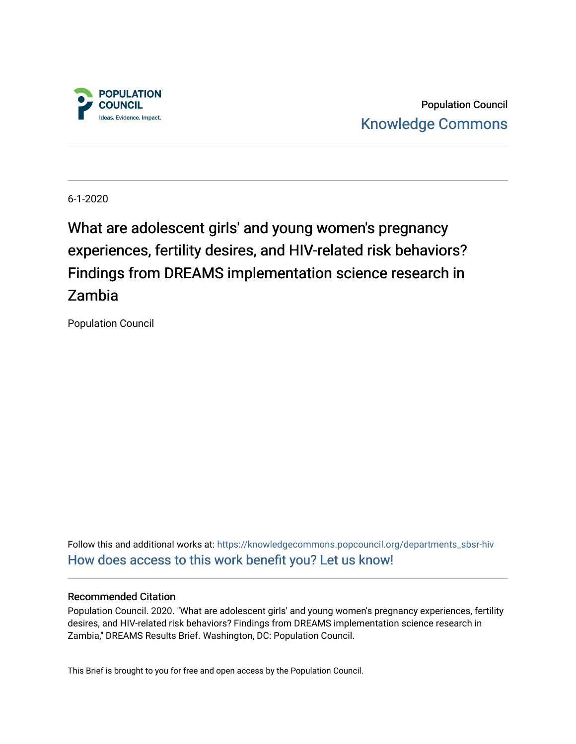Population Council
Knowledge Commons

6-1-2020

# What are adolescent girls' and young women's pregnancy experiences, fertility desires, and HIV-related risk behaviors? Findings from DREAMS implementation science research in Zambia

Population Council

Follow this and additional works at: https://knowledgecommons.popcouncil.org/departments_sbsr-hiv
How does access to this work benefit you? Let us know!

## Recommended Citation

Population Council. 2020. "What are adolescent girls' and young women's pregnancy experiences, fertility desires, and HIV-related risk behaviors? Findings from DREAMS implementation science research in Zambia," DREAMS Results Brief. Washington, DC: Population Council.

This Brief is brought to you for free and open access by the Population Council.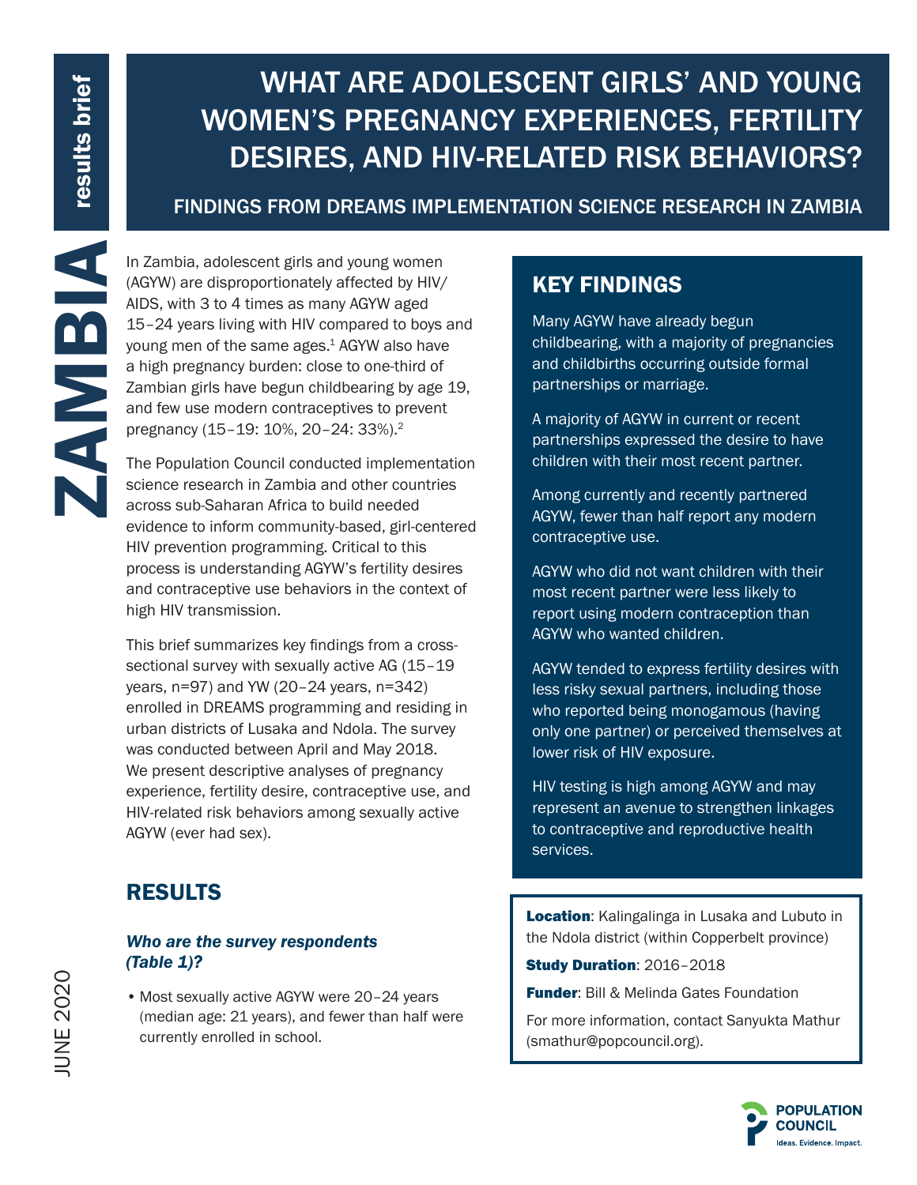# WHAT ARE ADOLESCENT GIRLS' AND YOUNG WOMEN'S PREGNANCY EXPERIENCES, FERTILITY DESIRES, AND HIV-RELATED RISK BEHAVIORS?

## FINDINGS FROM DREAMS IMPLEMENTATION SCIENCE RESEARCH IN ZAMBIA

ZAMBIA results brief

JUNE 2020

In Zambia, adolescent girls and young women (AGYW) are disproportionately affected by HIV/AIDS, with 3 to 4 times as many AGYW aged 15–24 years living with HIV compared to boys and young men of the same ages.[1] AGYW also have a high pregnancy burden: close to one-third of Zambian girls have begun childbearing by age 19, and few use modern contraceptives to prevent pregnancy (15–19: 10%, 20–24: 33%).[2]

The Population Council conducted implementation science research in Zambia and other countries across sub-Saharan Africa to build needed evidence to inform community-based, girl-centered HIV prevention programming. Critical to this process is understanding AGYW's fertility desires and contraceptive use behaviors in the context of high HIV transmission.

This brief summarizes key findings from a cross-sectional survey with sexually active AG (15–19 years, n=97) and YW (20–24 years, n=342) enrolled in DREAMS programming and residing in urban districts of Lusaka and Ndola. The survey was conducted between April and May 2018. We present descriptive analyses of pregnancy experience, fertility desire, contraceptive use, and HIV-related risk behaviors among sexually active AGYW (ever had sex).

## RESULTS

### *Who are the survey respondents (Table 1)?*

- Most sexually active AGYW were 20–24 years (median age: 21 years), and fewer than half were currently enrolled in school.

## KEY FINDINGS

Many AGYW have already begun childbearing, with a majority of pregnancies and childbirths occurring outside formal partnerships or marriage.

A majority of AGYW in current or recent partnerships expressed the desire to have children with their most recent partner.

Among currently and recently partnered AGYW, fewer than half report any modern contraceptive use.

AGYW who did not want children with their most recent partner were less likely to report using modern contraception than AGYW who wanted children.

AGYW tended to express fertility desires with less risky sexual partners, including those who reported being monogamous (having only one partner) or perceived themselves at lower risk of HIV exposure.

HIV testing is high among AGYW and may represent an avenue to strengthen linkages to contraceptive and reproductive health services.

**Location**: Kalingalinga in Lusaka and Lubuto in the Ndola district (within Copperbelt province)

**Study Duration**: 2016–2018

**Funder**: Bill & Melinda Gates Foundation

For more information, contact Sanyukta Mathur (smathur@popcouncil.org).

POPULATION COUNCIL
Ideas. Evidence. Impact.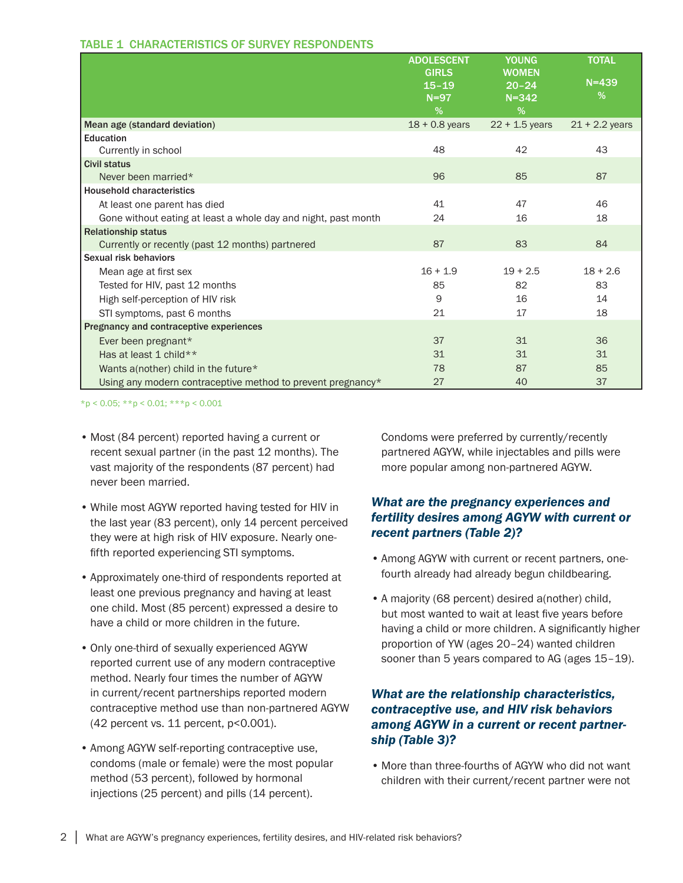### TABLE 1 CHARACTERISTICS OF SURVEY RESPONDENTS

| | ADOLESCENT GIRLS 15–19 N=97 % | YOUNG WOMEN 20–24 N=342 % | TOTAL N=439 % |
|---|---|---|---|
| Mean age (standard deviation) | 18 + 0.8 years | 22 + 1.5 years | 21 + 2.2 years |
| **Education** | | | |
| Currently in school | 48 | 42 | 43 |
| **Civil status** | | | |
| Never been married* | 96 | 85 | 87 |
| **Household characteristics** | | | |
| At least one parent has died | 41 | 47 | 46 |
| Gone without eating at least a whole day and night, past month | 24 | 16 | 18 |
| **Relationship status** | | | |
| Currently or recently (past 12 months) partnered | 87 | 83 | 84 |
| **Sexual risk behaviors** | | | |
| Mean age at first sex | 16 + 1.9 | 19 + 2.5 | 18 + 2.6 |
| Tested for HIV, past 12 months | 85 | 82 | 83 |
| High self-perception of HIV risk | 9 | 16 | 14 |
| STI symptoms, past 6 months | 21 | 17 | 18 |
| **Pregnancy and contraceptive experiences** | | | |
| Ever been pregnant* | 37 | 31 | 36 |
| Has at least 1 child** | 31 | 31 | 31 |
| Wants a(nother) child in the future* | 78 | 87 | 85 |
| Using any modern contraceptive method to prevent pregnancy* | 27 | 40 | 37 |

*$p < 0.05$; **$p < 0.01$; ***$p < 0.001$

- Most (84 percent) reported having a current or recent sexual partner (in the past 12 months). The vast majority of the respondents (87 percent) had never been married.
- While most AGYW reported having tested for HIV in the last year (83 percent), only 14 percent perceived they were at high risk of HIV exposure. Nearly one-fifth reported experiencing STI symptoms.
- Approximately one-third of respondents reported at least one previous pregnancy and having at least one child. Most (85 percent) expressed a desire to have a child or more children in the future.
- Only one-third of sexually experienced AGYW reported current use of any modern contraceptive method. Nearly four times the number of AGYW in current/recent partnerships reported modern contraceptive method use than non-partnered AGYW (42 percent vs. 11 percent, $p<0.001$).
- Among AGYW self-reporting contraceptive use, condoms (male or female) were the most popular method (53 percent), followed by hormonal injections (25 percent) and pills (14 percent). Condoms were preferred by currently/recently partnered AGYW, while injectables and pills were more popular among non-partnered AGYW.

### *What are the pregnancy experiences and fertility desires among AGYW with current or recent partners (Table 2)?*

- Among AGYW with current or recent partners, one-fourth already had already begun childbearing.
- A majority (68 percent) desired a(nother) child, but most wanted to wait at least five years before having a child or more children. A significantly higher proportion of YW (ages 20–24) wanted children sooner than 5 years compared to AG (ages 15–19).

### *What are the relationship characteristics, contraceptive use, and HIV risk behaviors among AGYW in a current or recent partnership (Table 3)?*

- More than three-fourths of AGYW who did not want children with their current/recent partner were not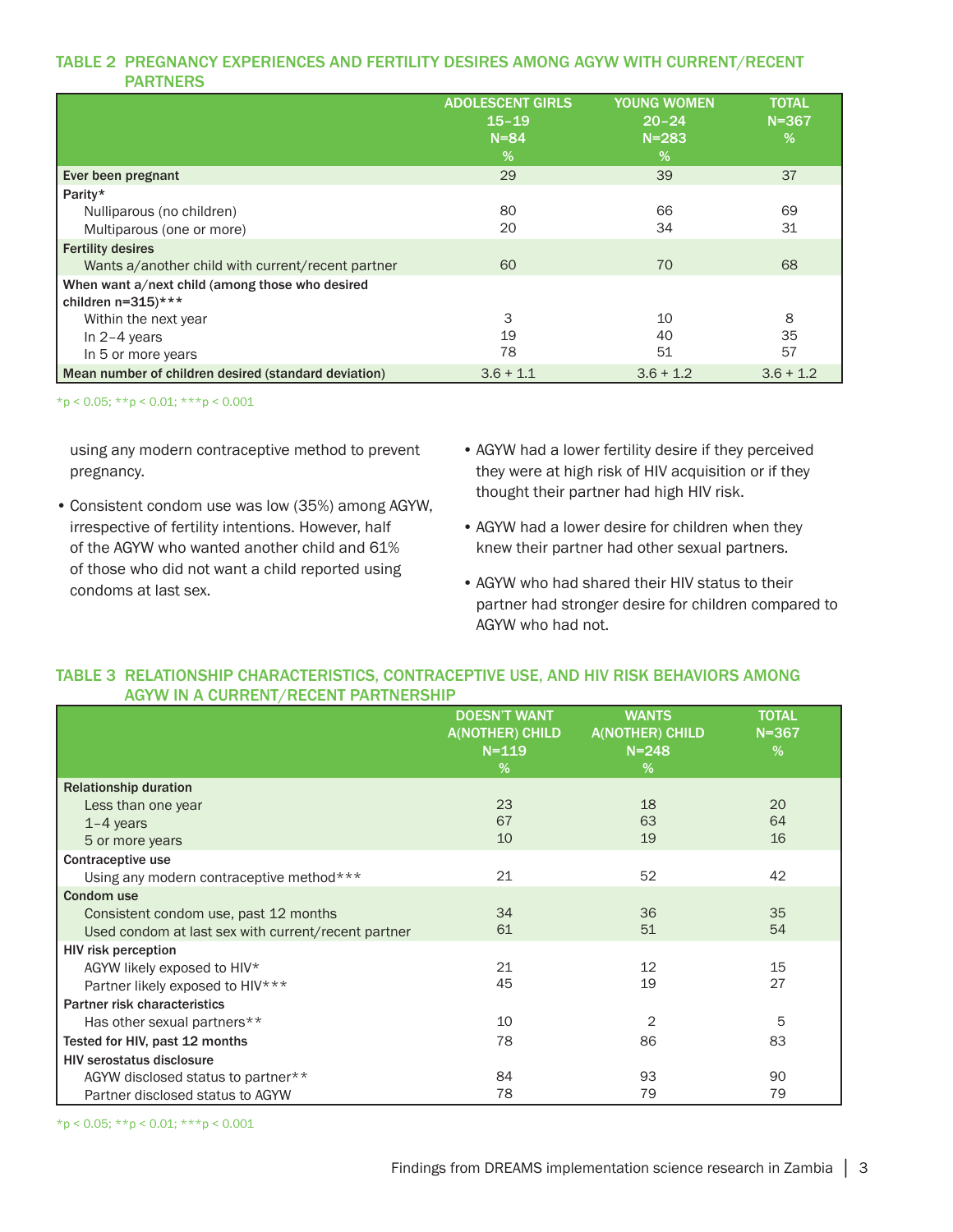### TABLE 2 PREGNANCY EXPERIENCES AND FERTILITY DESIRES AMONG AGYW WITH CURRENT/RECENT PARTNERS

| | ADOLESCENT GIRLS 15–19 N=84 % | YOUNG WOMEN 20–24 N=283 % | TOTAL N=367 % |
|---|---|---|---|
| **Ever been pregnant** | 29 | 39 | 37 |
| **Parity*** | | | |
| Nulliparous (no children) | 80 | 66 | 69 |
| Multiparous (one or more) | 20 | 34 | 31 |
| **Fertility desires** | | | |
| Wants a/another child with current/recent partner | 60 | 70 | 68 |
| **When want a/next child (among those who desired children n=315)*** ** | | | |
| Within the next year | 3 | 10 | 8 |
| In 2–4 years | 19 | 40 | 35 |
| In 5 or more years | 78 | 51 | 57 |
| **Mean number of children desired (standard deviation)** | 3.6 + 1.1 | 3.6 + 1.2 | 3.6 + 1.2 |

*p < 0.05; **p < 0.01; ***p < 0.001

using any modern contraceptive method to prevent pregnancy.

- Consistent condom use was low (35%) among AGYW, irrespective of fertility intentions. However, half of the AGYW who wanted another child and 61% of those who did not want a child reported using condoms at last sex.
- AGYW had a lower fertility desire if they perceived they were at high risk of HIV acquisition or if they thought their partner had high HIV risk.
- AGYW had a lower desire for children when they knew their partner had other sexual partners.
- AGYW who had shared their HIV status to their partner had stronger desire for children compared to AGYW who had not.

### TABLE 3 RELATIONSHIP CHARACTERISTICS, CONTRACEPTIVE USE, AND HIV RISK BEHAVIORS AMONG AGYW IN A CURRENT/RECENT PARTNERSHIP

| | DOESN'T WANT A(NOTHER) CHILD N=119 % | WANTS A(NOTHER) CHILD N=248 % | TOTAL N=367 % |
|---|---|---|---|
| **Relationship duration** | | | |
| Less than one year | 23 | 18 | 20 |
| 1–4 years | 67 | 63 | 64 |
| 5 or more years | 10 | 19 | 16 |
| **Contraceptive use** | | | |
| Using any modern contraceptive method*** | 21 | 52 | 42 |
| **Condom use** | | | |
| Consistent condom use, past 12 months | 34 | 36 | 35 |
| Used condom at last sex with current/recent partner | 61 | 51 | 54 |
| **HIV risk perception** | | | |
| AGYW likely exposed to HIV* | 21 | 12 | 15 |
| Partner likely exposed to HIV*** | 45 | 19 | 27 |
| **Partner risk characteristics** | | | |
| Has other sexual partners** | 10 | 2 | 5 |
| **Tested for HIV, past 12 months** | 78 | 86 | 83 |
| **HIV serostatus disclosure** | | | |
| AGYW disclosed status to partner** | 84 | 93 | 90 |
| Partner disclosed status to AGYW | 78 | 79 | 79 |

*p < 0.05; **p < 0.01; ***p < 0.001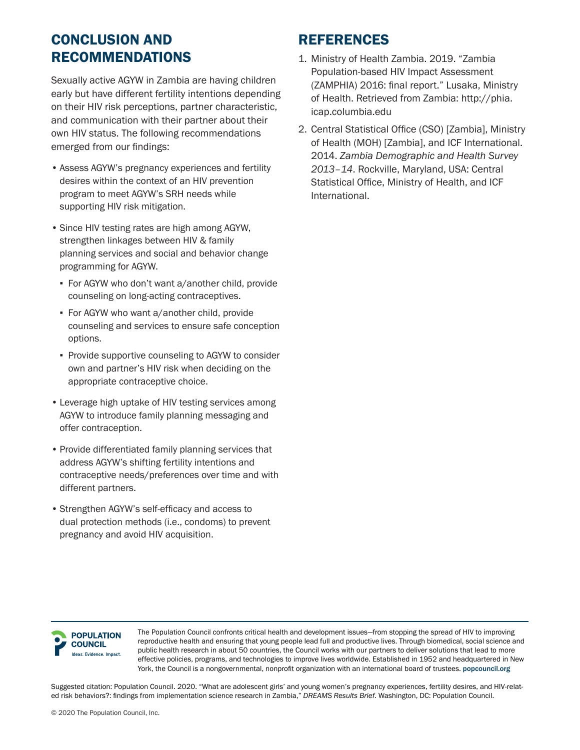## CONCLUSION AND RECOMMENDATIONS

Sexually active AGYW in Zambia are having children early but have different fertility intentions depending on their HIV risk perceptions, partner characteristic, and communication with their partner about their own HIV status. The following recommendations emerged from our findings:

- Assess AGYW's pregnancy experiences and fertility desires within the context of an HIV prevention program to meet AGYW's SRH needs while supporting HIV risk mitigation.
- Since HIV testing rates are high among AGYW, strengthen linkages between HIV & family planning services and social and behavior change programming for AGYW.
  - For AGYW who don't want a/another child, provide counseling on long-acting contraceptives.
  - For AGYW who want a/another child, provide counseling and services to ensure safe conception options.
  - Provide supportive counseling to AGYW to consider own and partner's HIV risk when deciding on the appropriate contraceptive choice.
- Leverage high uptake of HIV testing services among AGYW to introduce family planning messaging and offer contraception.
- Provide differentiated family planning services that address AGYW's shifting fertility intentions and contraceptive needs/preferences over time and with different partners.
- Strengthen AGYW's self-efficacy and access to dual protection methods (i.e., condoms) to prevent pregnancy and avoid HIV acquisition.

## REFERENCES

1. Ministry of Health Zambia. 2019. "Zambia Population-based HIV Impact Assessment (ZAMPHIA) 2016: final report." Lusaka, Ministry of Health. Retrieved from Zambia: http://phia.icap.columbia.edu
2. Central Statistical Office (CSO) [Zambia], Ministry of Health (MOH) [Zambia], and ICF International. 2014. *Zambia Demographic and Health Survey 2013–14*. Rockville, Maryland, USA: Central Statistical Office, Ministry of Health, and ICF International.

**POPULATION COUNCIL**
Ideas. Evidence. Impact.

The Population Council confronts critical health and development issues—from stopping the spread of HIV to improving reproductive health and ensuring that young people lead full and productive lives. Through biomedical, social science and public health research in about 50 countries, the Council works with our partners to deliver solutions that lead to more effective policies, programs, and technologies to improve lives worldwide. Established in 1952 and headquartered in New York, the Council is a nongovernmental, nonprofit organization with an international board of trustees. **popcouncil.org**

Suggested citation: Population Council. 2020. "What are adolescent girls' and young women's pregnancy experiences, fertility desires, and HIV-related risk behaviors?: findings from implementation science research in Zambia," *DREAMS Results Brief*. Washington, DC: Population Council.

© 2020 The Population Council, Inc.